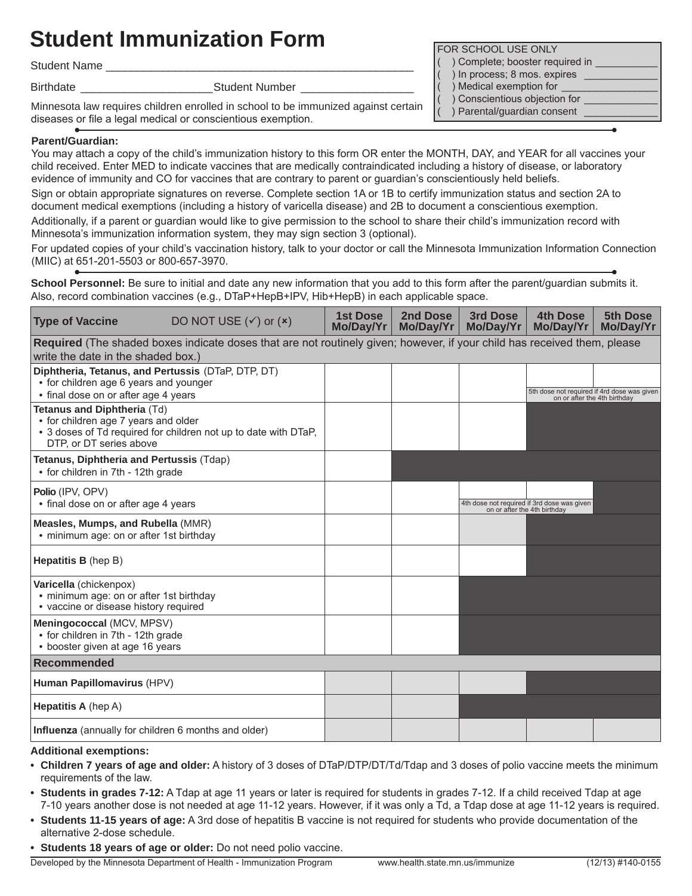# Student Immunization Form

Student Name ______________________________________________

Birthdate ____________________ Student Number _________________

Minnesota law requires children enrolled in school to be immunized against certain diseases or file a legal medical or conscientious exemption.

FOR SCHOOL USE ONLY
- ( ) Complete; booster required in __________
- ( ) In process; 8 mos. expires ____________
- ( ) Medical exemption for ________________
- ( ) Conscientious objection for ____________
- ( ) Parental/guardian consent ____________

**Parent/Guardian:**

You may attach a copy of the child's immunization history to this form OR enter the MONTH, DAY, and YEAR for all vaccines your child received. Enter MED to indicate vaccines that are medically contraindicated including a history of disease, or laboratory evidence of immunity and CO for vaccines that are contrary to parent or guardian's conscientiously held beliefs.

Sign or obtain appropriate signatures on reverse. Complete section 1A or 1B to certify immunization status and section 2A to document medical exemptions (including a history of varicella disease) and 2B to document a conscientious exemption.

Additionally, if a parent or guardian would like to give permission to the school to share their child's immunization record with Minnesota's immunization information system, they may sign section 3 (optional).

For updated copies of your child's vaccination history, talk to your doctor or call the Minnesota Immunization Information Connection (MIIC) at 651-201-5503 or 800-657-3970.

**School Personnel:** Be sure to initial and date any new information that you add to this form after the parent/guardian submits it. Also, record combination vaccines (e.g., DTaP+HepB+IPV, Hib+HepB) in each applicable space.

| Type of Vaccine DO NOT USE (✓) or (✗) | 1st Dose Mo/Day/Yr | 2nd Dose Mo/Day/Yr | 3rd Dose Mo/Day/Yr | 4th Dose Mo/Day/Yr | 5th Dose Mo/Day/Yr |
|---|---|---|---|---|---|
| **Required** (The shaded boxes indicate doses that are not routinely given; however, if your child has received them, please write the date in the shaded box.) | | | | | |
| **Diphtheria, Tetanus, and Pertussis** (DTaP, DTP, DT)<br>• for children age 6 years and younger<br>• final dose on or after age 4 years | | | | 5th dose not required if 4rd dose was given on or after the 4th birthday | |
| **Tetanus and Diphtheria** (Td)<br>• for children age 7 years and older<br>• 3 doses of Td required for children not up to date with DTaP, DTP, or DT series above | | | | | |
| **Tetanus, Diphtheria and Pertussis** (Tdap)<br>• for children in 7th - 12th grade | | | | | |
| **Polio** (IPV, OPV)<br>• final dose on or after age 4 years | | | 4th dose not required if 3rd dose was given on or after the 4th birthday | | |
| **Measles, Mumps, and Rubella** (MMR)<br>• minimum age: on or after 1st birthday | | | | | |
| **Hepatitis B** (hep B) | | | | | |
| **Varicella** (chickenpox)<br>• minimum age: on or after 1st birthday<br>• vaccine or disease history required | | | | | |
| **Meningococcal** (MCV, MPSV)<br>• for children in 7th - 12th grade<br>• booster given at age 16 years | | | | | |
| **Recommended** | | | | | |
| **Human Papillomavirus** (HPV) | | | | | |
| **Hepatitis A** (hep A) | | | | | |
| **Influenza** (annually for children 6 months and older) | | | | | |

**Additional exemptions:**

- **Children 7 years of age and older:** A history of 3 doses of DTaP/DTP/DT/Td/Tdap and 3 doses of polio vaccine meets the minimum requirements of the law.
- **Students in grades 7-12:** A Tdap at age 11 years or later is required for students in grades 7-12. If a child received Tdap at age 7-10 years another dose is not needed at age 11-12 years. However, if it was only a Td, a Tdap dose at age 11-12 years is required.
- **Students 11-15 years of age:** A 3rd dose of hepatitis B vaccine is not required for students who provide documentation of the alternative 2-dose schedule.
- **Students 18 years of age or older:** Do not need polio vaccine.

Developed by the Minnesota Department of Health - Immunization Program www.health.state.mn.us/immunize (12/13) #140-0155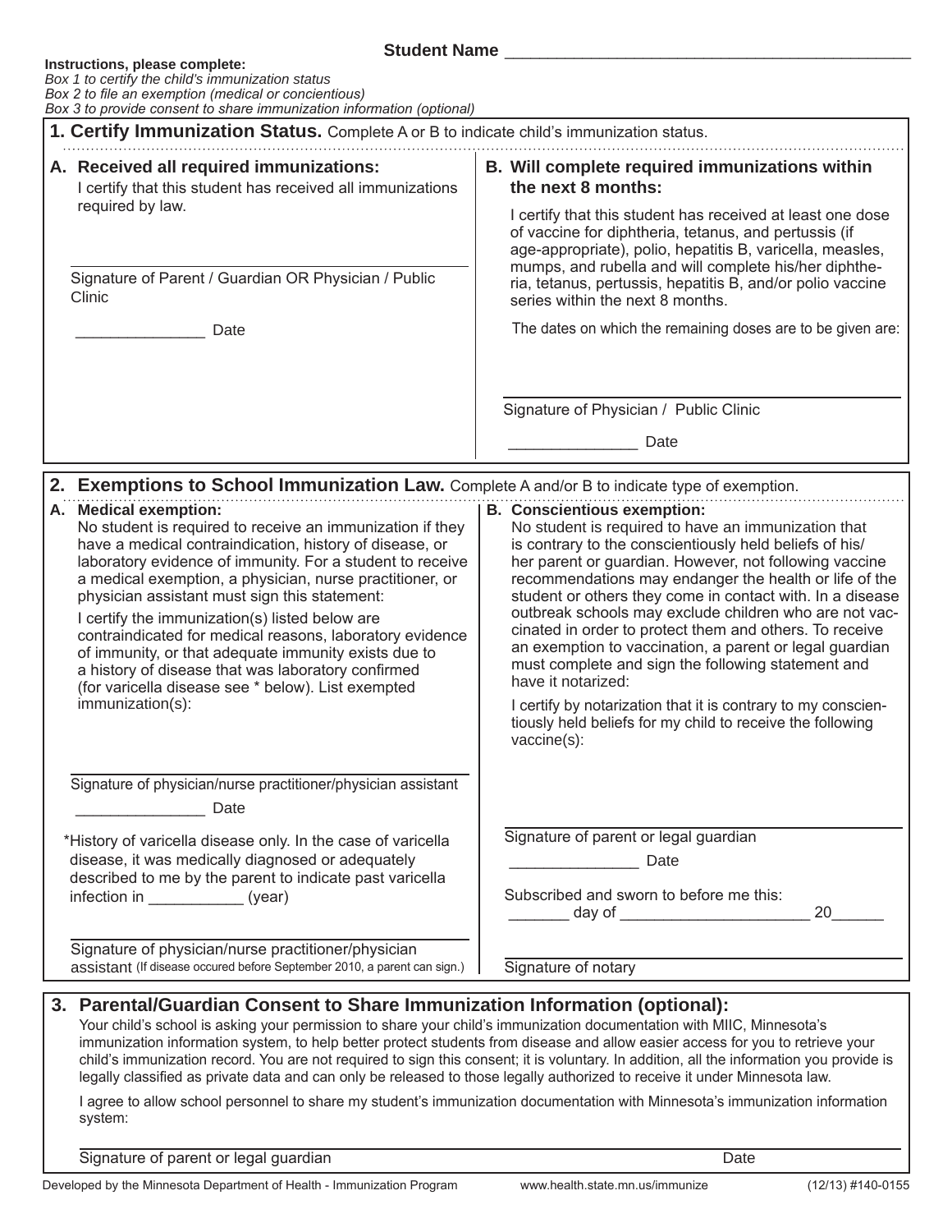**Student Name** ___________________________________________

**Instructions, please complete:**
*Box 1 to certify the child's immunization status*
*Box 2 to file an exemption (medical or concientious)*
*Box 3 to provide consent to share immunization information (optional)*

## 1. Certify Immunization Status. 

Complete A or B to indicate child's immunization status.

### A. Received all required immunizations:

I certify that this student has received all immunizations required by law.

_______________________________________
Signature of Parent / Guardian OR Physician / Public Clinic

_______________ Date

### B. Will complete required immunizations within the next 8 months:

I certify that this student has received at least one dose of vaccine for diphtheria, tetanus, and pertussis (if age-appropriate), polio, hepatitis B, varicella, measles, mumps, and rubella and will complete his/her diphtheria, tetanus, pertussis, hepatitis B, and/or polio vaccine series within the next 8 months.

The dates on which the remaining doses are to be given are:

_______________________________________
Signature of Physician / Public Clinic

_______________ Date

## 2. Exemptions to School Immunization Law. 

Complete A and/or B to indicate type of exemption.

### A. Medical exemption:

No student is required to receive an immunization if they have a medical contraindication, history of disease, or laboratory evidence of immunity. For a student to receive a medical exemption, a physician, nurse practitioner, or physician assistant must sign this statement:

I certify the immunization(s) listed below are contraindicated for medical reasons, laboratory evidence of immunity, or that adequate immunity exists due to a history of disease that was laboratory confirmed (for varicella disease see * below). List exempted immunization(s):

_______________________________________
Signature of physician/nurse practitioner/physician assistant

_______________ Date

*History of varicella disease only. In the case of varicella disease, it was medically diagnosed or adequately described to me by the parent to indicate past varicella infection in ___________ (year)

_______________________________________
Signature of physician/nurse practitioner/physician assistant (If disease occured before September 2010, a parent can sign.)

### B. Conscientious exemption:

No student is required to have an immunization that is contrary to the conscientiously held beliefs of his/her parent or guardian. However, not following vaccine recommendations may endanger the health or life of the student or others they come in contact with. In a disease outbreak schools may exclude children who are not vaccinated in order to protect them and others. To receive an exemption to vaccination, a parent or legal guardian must complete and sign the following statement and have it notarized:

I certify by notarization that it is contrary to my conscientiously held beliefs for my child to receive the following vaccine(s):

_______________________________________
Signature of parent or legal guardian

_______________ Date

Subscribed and sworn to before me this:
_______ day of ______________________ 20______

_______________________________________
Signature of notary

## 3. Parental/Guardian Consent to Share Immunization Information (optional):

Your child's school is asking your permission to share your child's immunization documentation with MIIC, Minnesota's immunization information system, to help better protect students from disease and allow easier access for you to retrieve your child's immunization record. You are not required to sign this consent; it is voluntary. In addition, all the information you provide is legally classified as private data and can only be released to those legally authorized to receive it under Minnesota law.

I agree to allow school personnel to share my student's immunization documentation with Minnesota's immunization information system:

_______________________________________
Signature of parent or legal guardian &nbsp;&nbsp;&nbsp;&nbsp;&nbsp;&nbsp;&nbsp;&nbsp; Date

Developed by the Minnesota Department of Health - Immunization Program &nbsp;&nbsp; www.health.state.mn.us/immunize &nbsp;&nbsp; (12/13) #140-0155